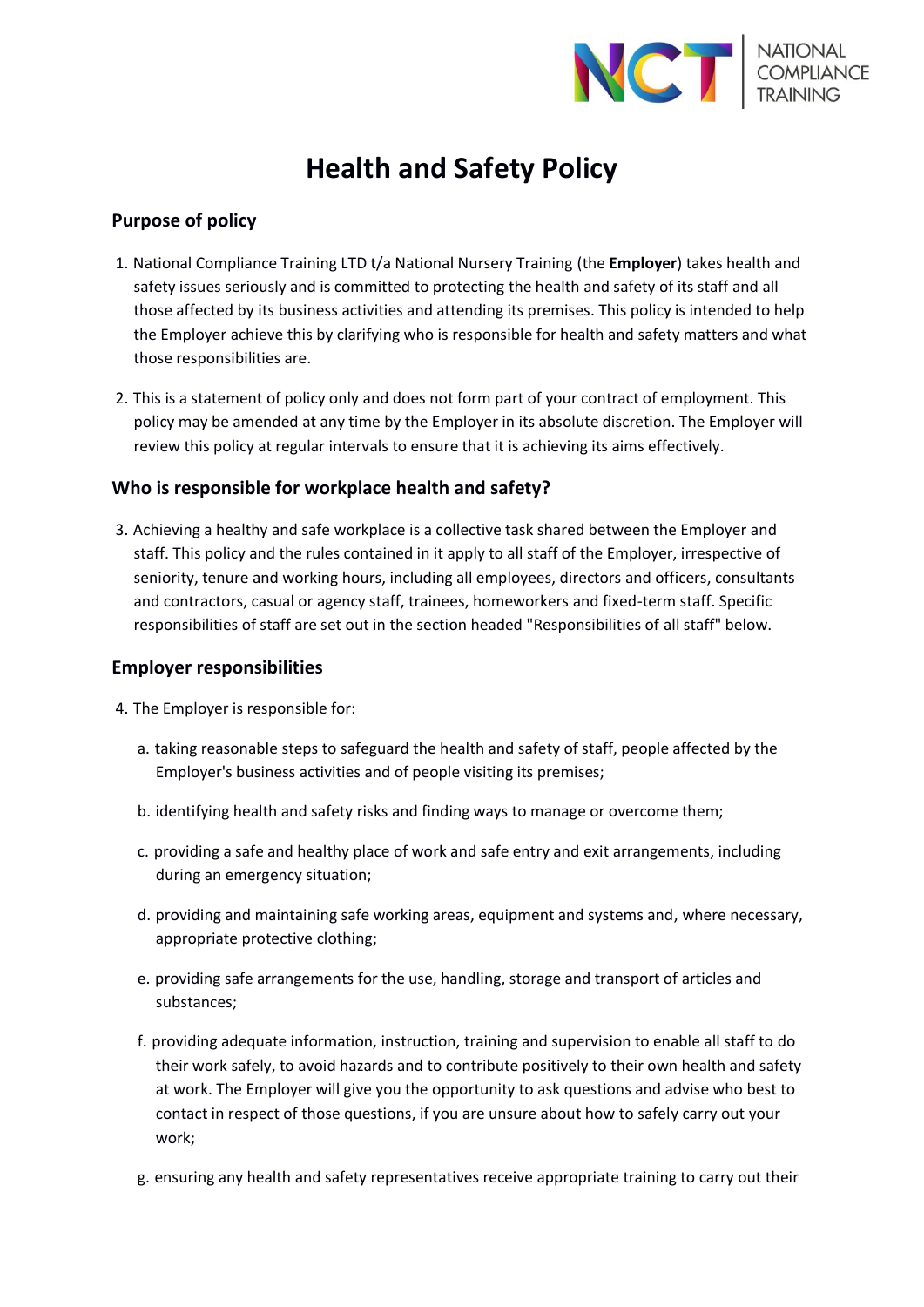# Health and Safety Policy

## Purpose of policy

1. National Compliance Training LTD t/a National Nursery Training (the **Employer**) takes health and safety issues seriously and is committed to protecting the health and safety of its staff and all those affected by its business activities and attending its premises. This policy is intended to help the Employer achieve this by clarifying who is responsible for health and safety matters and what those responsibilities are.

2. This is a statement of policy only and does not form part of your contract of employment. This policy may be amended at any time by the Employer in its absolute discretion. The Employer will review this policy at regular intervals to ensure that it is achieving its aims effectively.

## Who is responsible for workplace health and safety?

3. Achieving a healthy and safe workplace is a collective task shared between the Employer and staff. This policy and the rules contained in it apply to all staff of the Employer, irrespective of seniority, tenure and working hours, including all employees, directors and officers, consultants and contractors, casual or agency staff, trainees, homeworkers and fixed-term staff. Specific responsibilities of staff are set out in the section headed "Responsibilities of all staff" below.

## Employer responsibilities

4. The Employer is responsible for:

   a. taking reasonable steps to safeguard the health and safety of staff, people affected by the Employer's business activities and of people visiting its premises;

   b. identifying health and safety risks and finding ways to manage or overcome them;

   c. providing a safe and healthy place of work and safe entry and exit arrangements, including during an emergency situation;

   d. providing and maintaining safe working areas, equipment and systems and, where necessary, appropriate protective clothing;

   e. providing safe arrangements for the use, handling, storage and transport of articles and substances;

   f. providing adequate information, instruction, training and supervision to enable all staff to do their work safely, to avoid hazards and to contribute positively to their own health and safety at work. The Employer will give you the opportunity to ask questions and advise who best to contact in respect of those questions, if you are unsure about how to safely carry out your work;

   g. ensuring any health and safety representatives receive appropriate training to carry out their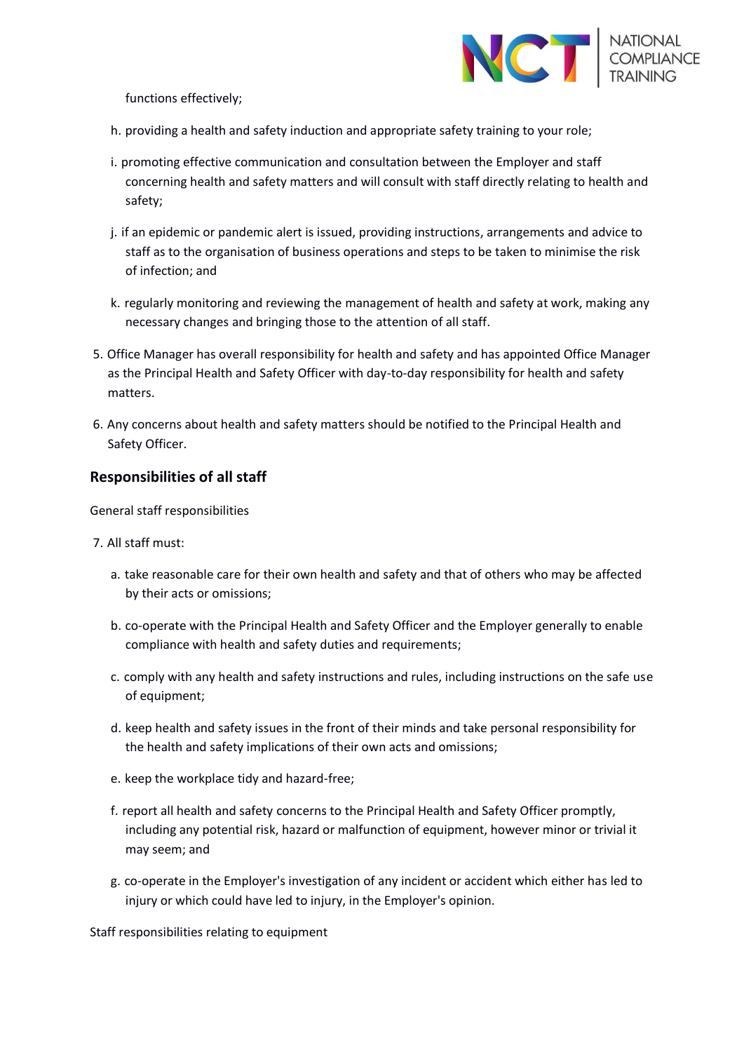functions effectively;

h. providing a health and safety induction and appropriate safety training to your role;

i. promoting effective communication and consultation between the Employer and staff concerning health and safety matters and will consult with staff directly relating to health and safety;

j. if an epidemic or pandemic alert is issued, providing instructions, arrangements and advice to staff as to the organisation of business operations and steps to be taken to minimise the risk of infection; and

k. regularly monitoring and reviewing the management of health and safety at work, making any necessary changes and bringing those to the attention of all staff.

5. Office Manager has overall responsibility for health and safety and has appointed Office Manager as the Principal Health and Safety Officer with day-to-day responsibility for health and safety matters.

6. Any concerns about health and safety matters should be notified to the Principal Health and Safety Officer.

## Responsibilities of all staff

General staff responsibilities

7. All staff must:

   a. take reasonable care for their own health and safety and that of others who may be affected by their acts or omissions;

   b. co-operate with the Principal Health and Safety Officer and the Employer generally to enable compliance with health and safety duties and requirements;

   c. comply with any health and safety instructions and rules, including instructions on the safe use of equipment;

   d. keep health and safety issues in the front of their minds and take personal responsibility for the health and safety implications of their own acts and omissions;

   e. keep the workplace tidy and hazard-free;

   f. report all health and safety concerns to the Principal Health and Safety Officer promptly, including any potential risk, hazard or malfunction of equipment, however minor or trivial it may seem; and

   g. co-operate in the Employer's investigation of any incident or accident which either has led to injury or which could have led to injury, in the Employer's opinion.

Staff responsibilities relating to equipment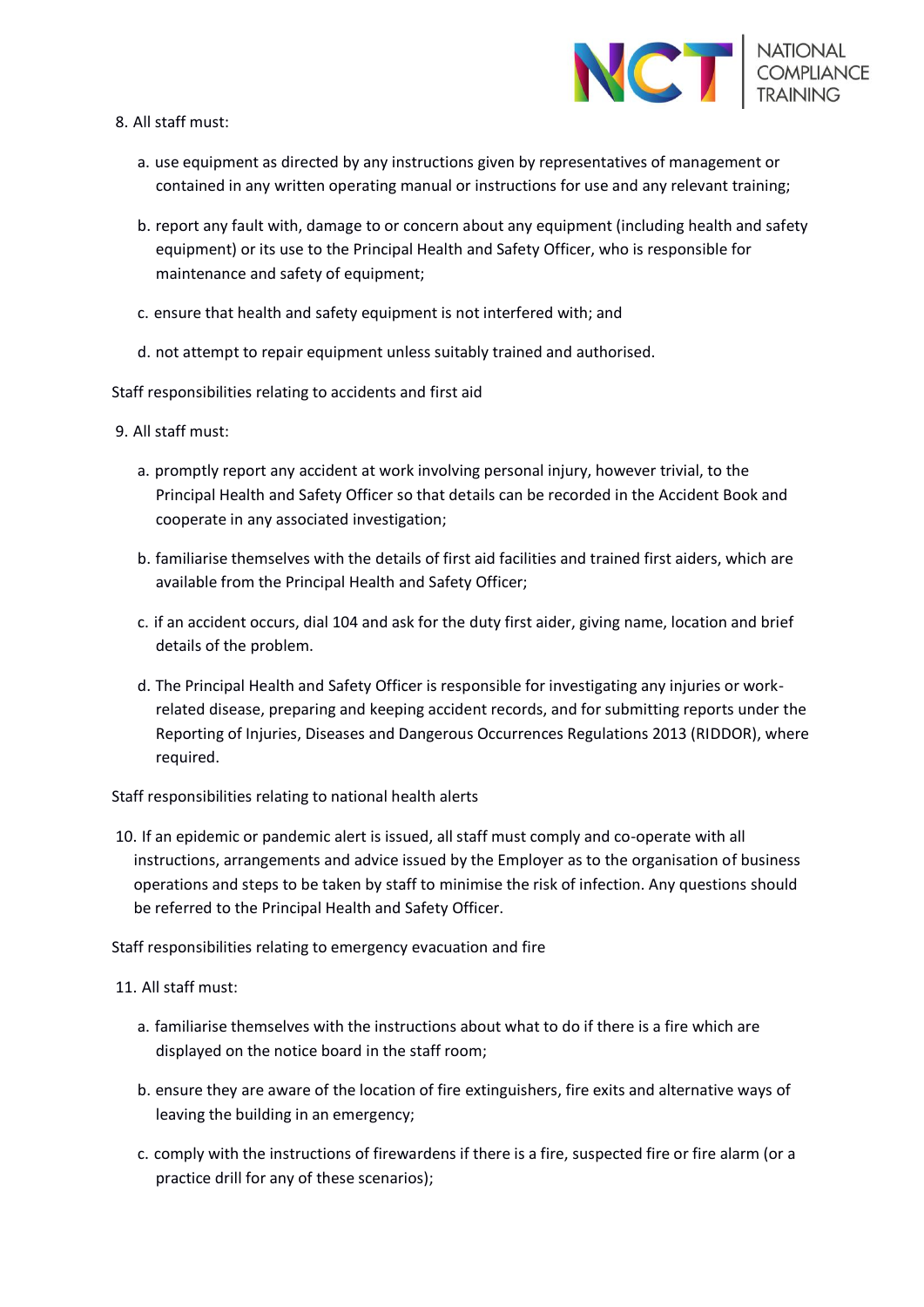8. All staff must:

   a. use equipment as directed by any instructions given by representatives of management or contained in any written operating manual or instructions for use and any relevant training;

   b. report any fault with, damage to or concern about any equipment (including health and safety equipment) or its use to the Principal Health and Safety Officer, who is responsible for maintenance and safety of equipment;

   c. ensure that health and safety equipment is not interfered with; and

   d. not attempt to repair equipment unless suitably trained and authorised.

Staff responsibilities relating to accidents and first aid

9. All staff must:

   a. promptly report any accident at work involving personal injury, however trivial, to the Principal Health and Safety Officer so that details can be recorded in the Accident Book and cooperate in any associated investigation;

   b. familiarise themselves with the details of first aid facilities and trained first aiders, which are available from the Principal Health and Safety Officer;

   c. if an accident occurs, dial 104 and ask for the duty first aider, giving name, location and brief details of the problem.

   d. The Principal Health and Safety Officer is responsible for investigating any injuries or work-related disease, preparing and keeping accident records, and for submitting reports under the Reporting of Injuries, Diseases and Dangerous Occurrences Regulations 2013 (RIDDOR), where required.

Staff responsibilities relating to national health alerts

10. If an epidemic or pandemic alert is issued, all staff must comply and co-operate with all instructions, arrangements and advice issued by the Employer as to the organisation of business operations and steps to be taken by staff to minimise the risk of infection. Any questions should be referred to the Principal Health and Safety Officer.

Staff responsibilities relating to emergency evacuation and fire

11. All staff must:

   a. familiarise themselves with the instructions about what to do if there is a fire which are displayed on the notice board in the staff room;

   b. ensure they are aware of the location of fire extinguishers, fire exits and alternative ways of leaving the building in an emergency;

   c. comply with the instructions of firewardens if there is a fire, suspected fire or fire alarm (or a practice drill for any of these scenarios);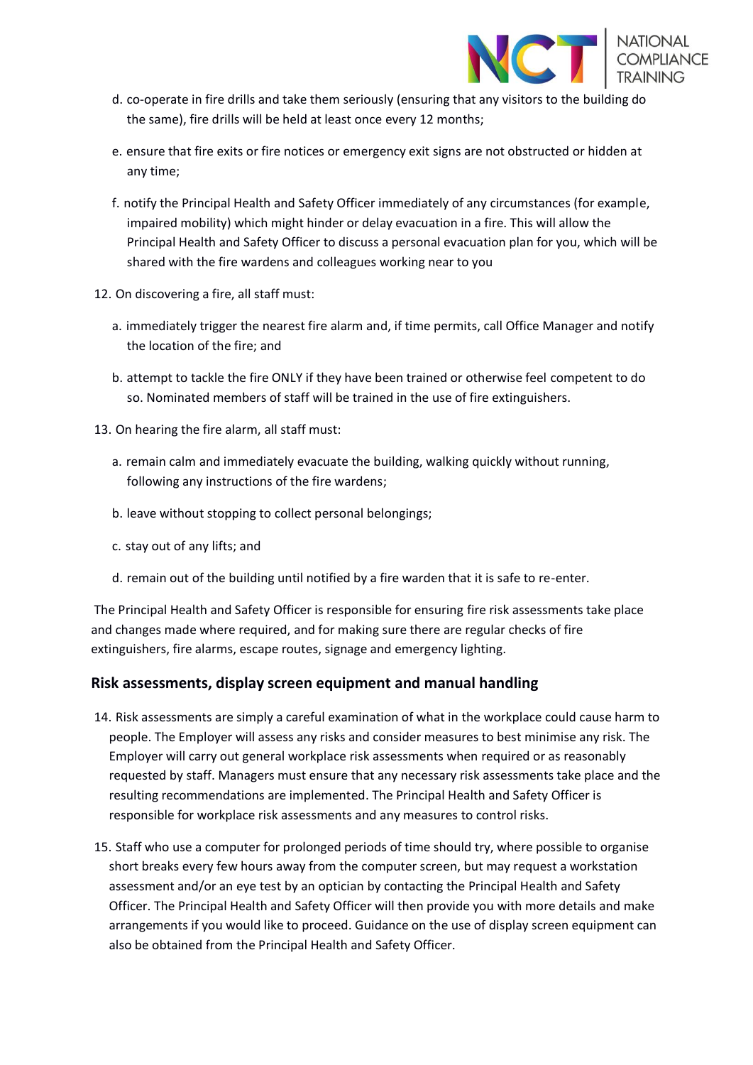d. co-operate in fire drills and take them seriously (ensuring that any visitors to the building do the same), fire drills will be held at least once every 12 months;

e. ensure that fire exits or fire notices or emergency exit signs are not obstructed or hidden at any time;

f. notify the Principal Health and Safety Officer immediately of any circumstances (for example, impaired mobility) which might hinder or delay evacuation in a fire. This will allow the Principal Health and Safety Officer to discuss a personal evacuation plan for you, which will be shared with the fire wardens and colleagues working near to you

12. On discovering a fire, all staff must:

    a. immediately trigger the nearest fire alarm and, if time permits, call Office Manager and notify the location of the fire; and

    b. attempt to tackle the fire ONLY if they have been trained or otherwise feel competent to do so. Nominated members of staff will be trained in the use of fire extinguishers.

13. On hearing the fire alarm, all staff must:

    a. remain calm and immediately evacuate the building, walking quickly without running, following any instructions of the fire wardens;

    b. leave without stopping to collect personal belongings;

    c. stay out of any lifts; and

    d. remain out of the building until notified by a fire warden that it is safe to re-enter.

The Principal Health and Safety Officer is responsible for ensuring fire risk assessments take place and changes made where required, and for making sure there are regular checks of fire extinguishers, fire alarms, escape routes, signage and emergency lighting.

## Risk assessments, display screen equipment and manual handling

14. Risk assessments are simply a careful examination of what in the workplace could cause harm to people. The Employer will assess any risks and consider measures to best minimise any risk. The Employer will carry out general workplace risk assessments when required or as reasonably requested by staff. Managers must ensure that any necessary risk assessments take place and the resulting recommendations are implemented. The Principal Health and Safety Officer is responsible for workplace risk assessments and any measures to control risks.

15. Staff who use a computer for prolonged periods of time should try, where possible to organise short breaks every few hours away from the computer screen, but may request a workstation assessment and/or an eye test by an optician by contacting the Principal Health and Safety Officer. The Principal Health and Safety Officer will then provide you with more details and make arrangements if you would like to proceed. Guidance on the use of display screen equipment can also be obtained from the Principal Health and Safety Officer.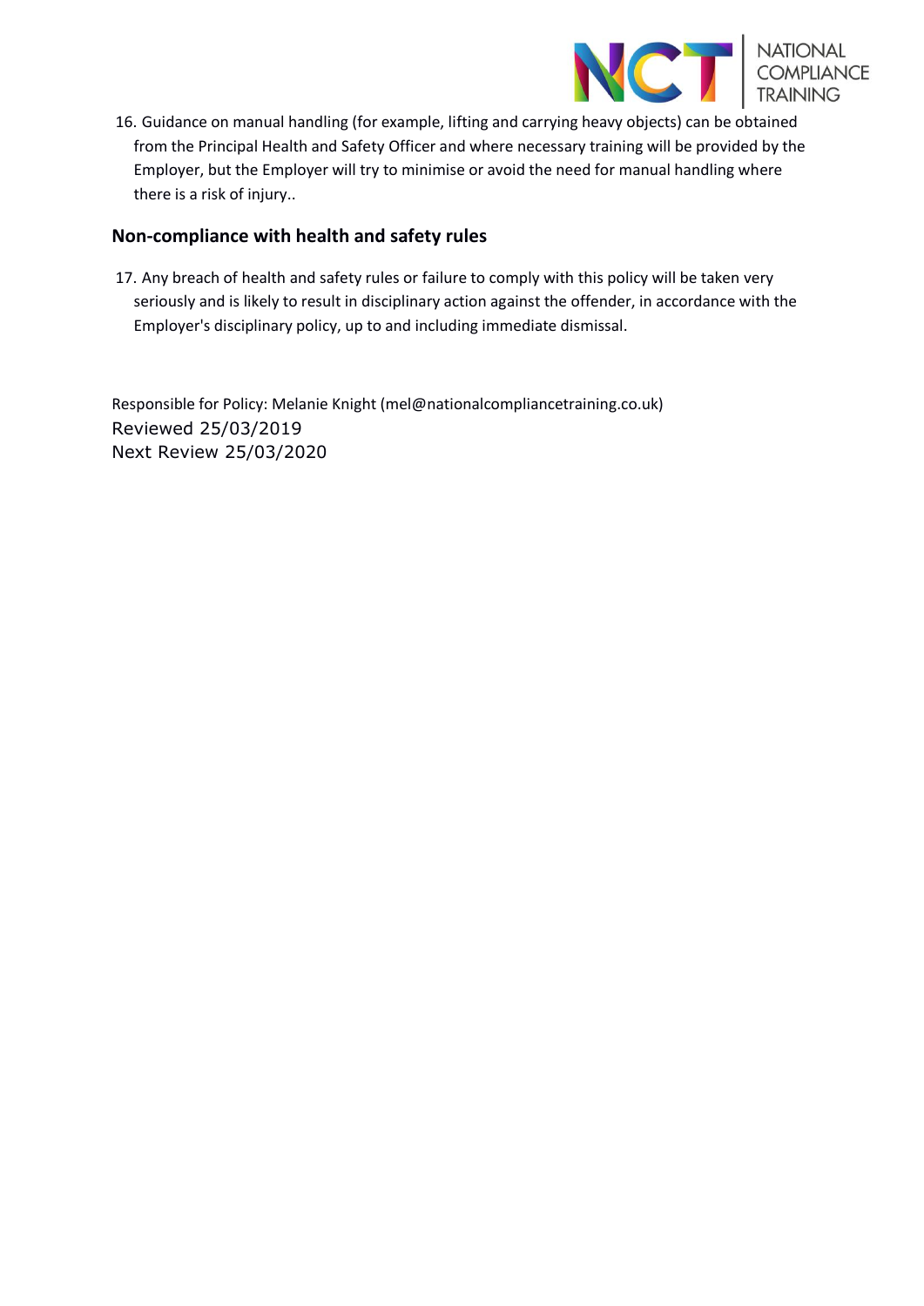16. Guidance on manual handling (for example, lifting and carrying heavy objects) can be obtained from the Principal Health and Safety Officer and where necessary training will be provided by the Employer, but the Employer will try to minimise or avoid the need for manual handling where there is a risk of injury..

## Non-compliance with health and safety rules

17. Any breach of health and safety rules or failure to comply with this policy will be taken very seriously and is likely to result in disciplinary action against the offender, in accordance with the Employer's disciplinary policy, up to and including immediate dismissal.

Responsible for Policy: Melanie Knight (mel@nationalcompliancetraining.co.uk)
Reviewed 25/03/2019
Next Review 25/03/2020